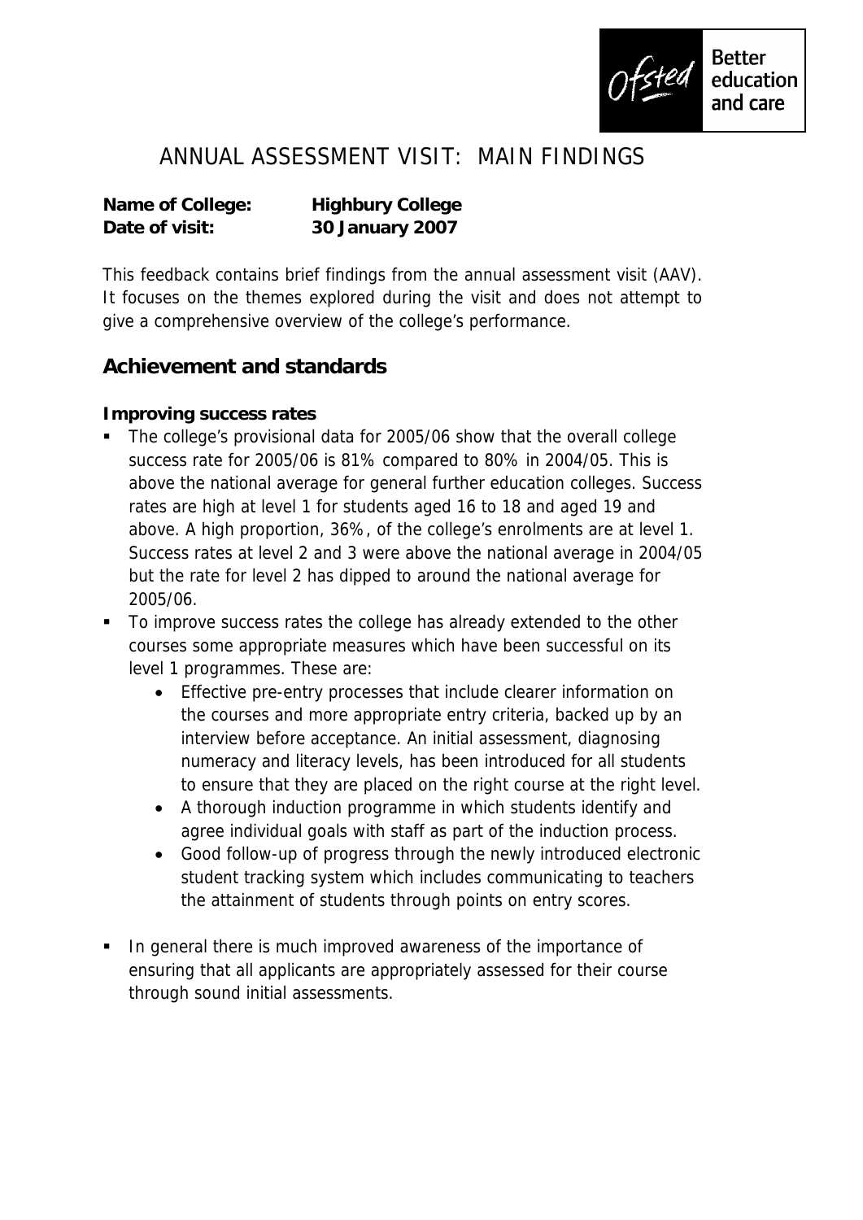# ANNUAL ASSESSMENT VISIT: MAIN FINDINGS

**Name of College:** **Highbury College**
**Date of visit:** **30 January 2007**

This feedback contains brief findings from the annual assessment visit (AAV). It focuses on the themes explored during the visit and does not attempt to give a comprehensive overview of the college's performance.

## Achievement and standards

**Improving success rates**

- The college's provisional data for 2005/06 show that the overall college success rate for 2005/06 is 81% compared to 80% in 2004/05. This is above the national average for general further education colleges. Success rates are high at level 1 for students aged 16 to 18 and aged 19 and above. A high proportion, 36%, of the college's enrolments are at level 1. Success rates at level 2 and 3 were above the national average in 2004/05 but the rate for level 2 has dipped to around the national average for 2005/06.
- To improve success rates the college has already extended to the other courses some appropriate measures which have been successful on its level 1 programmes. These are:
    - Effective pre-entry processes that include clearer information on the courses and more appropriate entry criteria, backed up by an interview before acceptance. An initial assessment, diagnosing numeracy and literacy levels, has been introduced for all students to ensure that they are placed on the right course at the right level.
    - A thorough induction programme in which students identify and agree individual goals with staff as part of the induction process.
    - Good follow-up of progress through the newly introduced electronic student tracking system which includes communicating to teachers the attainment of students through points on entry scores.
- In general there is much improved awareness of the importance of ensuring that all applicants are appropriately assessed for their course through sound initial assessments.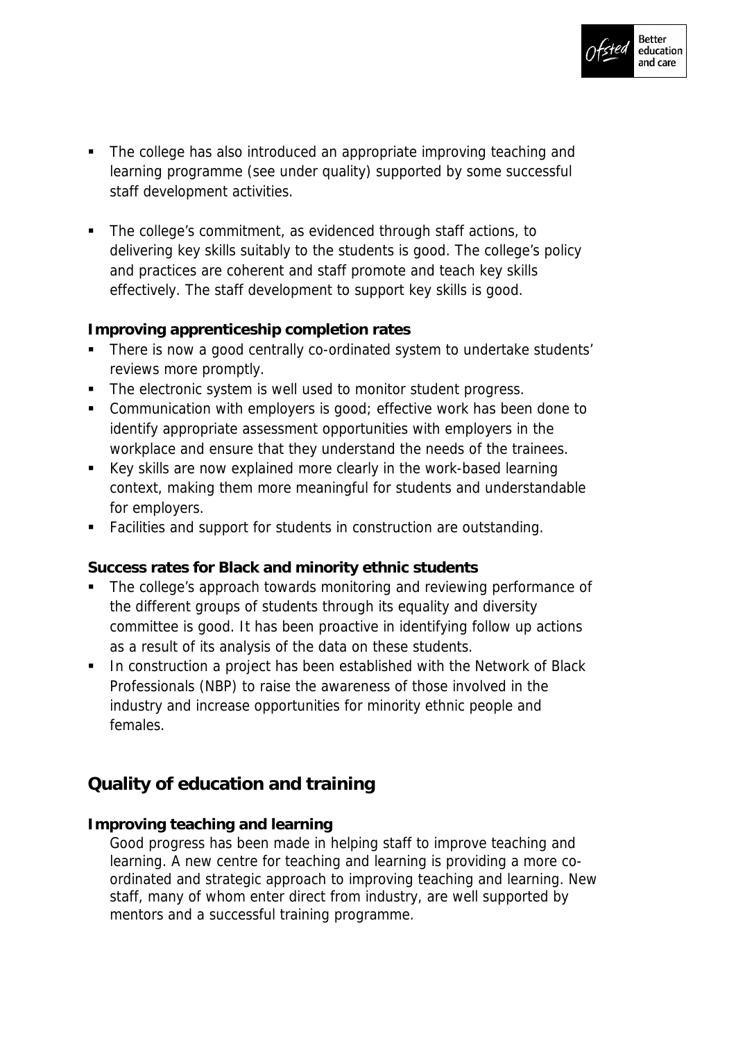- The college has also introduced an appropriate improving teaching and learning programme (see under quality) supported by some successful staff development activities.

- The college's commitment, as evidenced through staff actions, to delivering key skills suitably to the students is good. The college's policy and practices are coherent and staff promote and teach key skills effectively. The staff development to support key skills is good.

**Improving apprenticeship completion rates**

- There is now a good centrally co-ordinated system to undertake students' reviews more promptly.
- The electronic system is well used to monitor student progress.
- Communication with employers is good; effective work has been done to identify appropriate assessment opportunities with employers in the workplace and ensure that they understand the needs of the trainees.
- Key skills are now explained more clearly in the work-based learning context, making them more meaningful for students and understandable for employers.
- Facilities and support for students in construction are outstanding.

**Success rates for Black and minority ethnic students**

- The college's approach towards monitoring and reviewing performance of the different groups of students through its equality and diversity committee is good. It has been proactive in identifying follow up actions as a result of its analysis of the data on these students.
- In construction a project has been established with the Network of Black Professionals (NBP) to raise the awareness of those involved in the industry and increase opportunities for minority ethnic people and females.

## Quality of education and training

**Improving teaching and learning**

Good progress has been made in helping staff to improve teaching and learning. A new centre for teaching and learning is providing a more co-ordinated and strategic approach to improving teaching and learning. New staff, many of whom enter direct from industry, are well supported by mentors and a successful training programme.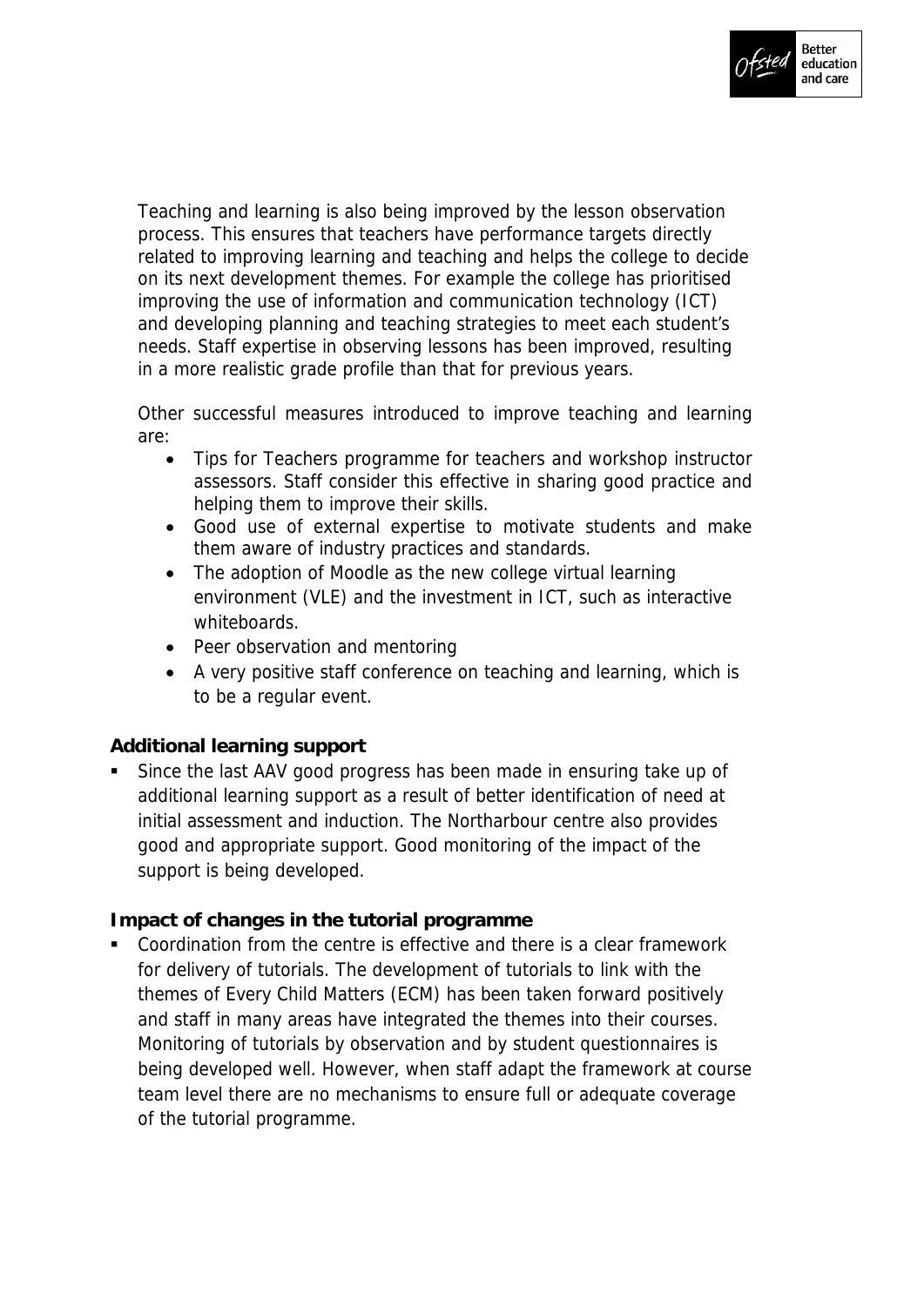Teaching and learning is also being improved by the lesson observation process. This ensures that teachers have performance targets directly related to improving learning and teaching and helps the college to decide on its next development themes. For example the college has prioritised improving the use of information and communication technology (ICT) and developing planning and teaching strategies to meet each student's needs. Staff expertise in observing lessons has been improved, resulting in a more realistic grade profile than that for previous years.

Other successful measures introduced to improve teaching and learning are:

- Tips for Teachers programme for teachers and workshop instructor assessors. Staff consider this effective in sharing good practice and helping them to improve their skills.
- Good use of external expertise to motivate students and make them aware of industry practices and standards.
- The adoption of Moodle as the new college virtual learning environment (VLE) and the investment in ICT, such as interactive whiteboards.
- Peer observation and mentoring
- A very positive staff conference on teaching and learning, which is to be a regular event.

**Additional learning support**

- Since the last AAV good progress has been made in ensuring take up of additional learning support as a result of better identification of need at initial assessment and induction. The Northarbour centre also provides good and appropriate support. Good monitoring of the impact of the support is being developed.

**Impact of changes in the tutorial programme**

- Coordination from the centre is effective and there is a clear framework for delivery of tutorials. The development of tutorials to link with the themes of Every Child Matters (ECM) has been taken forward positively and staff in many areas have integrated the themes into their courses. Monitoring of tutorials by observation and by student questionnaires is being developed well. However, when staff adapt the framework at course team level there are no mechanisms to ensure full or adequate coverage of the tutorial programme.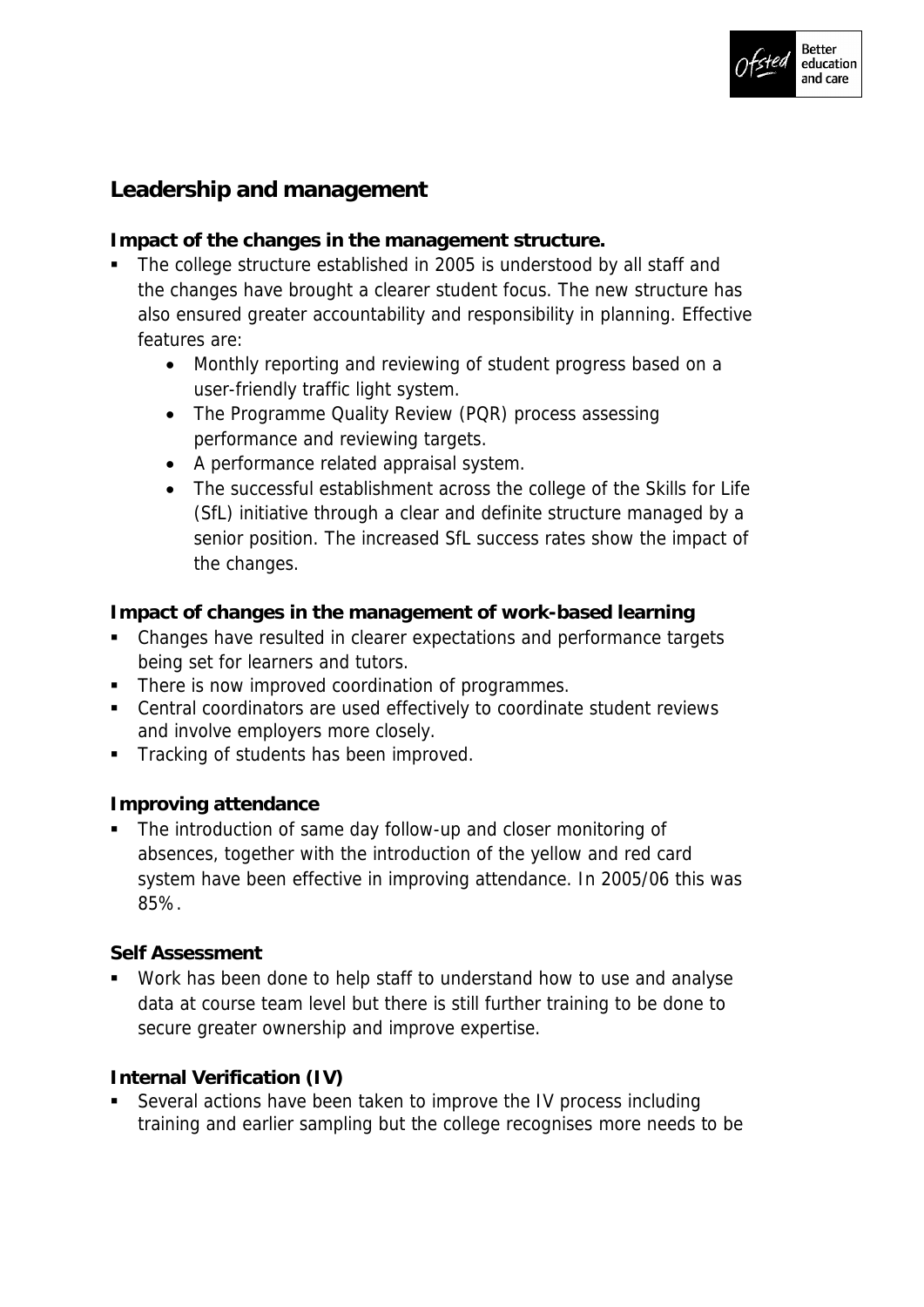## Leadership and management

**Impact of the changes in the management structure.**

- The college structure established in 2005 is understood by all staff and the changes have brought a clearer student focus. The new structure has also ensured greater accountability and responsibility in planning. Effective features are:
  - Monthly reporting and reviewing of student progress based on a user-friendly traffic light system.
  - The Programme Quality Review (PQR) process assessing performance and reviewing targets.
  - A performance related appraisal system.
  - The successful establishment across the college of the Skills for Life (SfL) initiative through a clear and definite structure managed by a senior position. The increased SfL success rates show the impact of the changes.

**Impact of changes in the management of work-based learning**

- Changes have resulted in clearer expectations and performance targets being set for learners and tutors.
- There is now improved coordination of programmes.
- Central coordinators are used effectively to coordinate student reviews and involve employers more closely.
- Tracking of students has been improved.

**Improving attendance**

- The introduction of same day follow-up and closer monitoring of absences, together with the introduction of the yellow and red card system have been effective in improving attendance. In 2005/06 this was 85%.

**Self Assessment**

- Work has been done to help staff to understand how to use and analyse data at course team level but there is still further training to be done to secure greater ownership and improve expertise.

**Internal Verification (IV)**

- Several actions have been taken to improve the IV process including training and earlier sampling but the college recognises more needs to be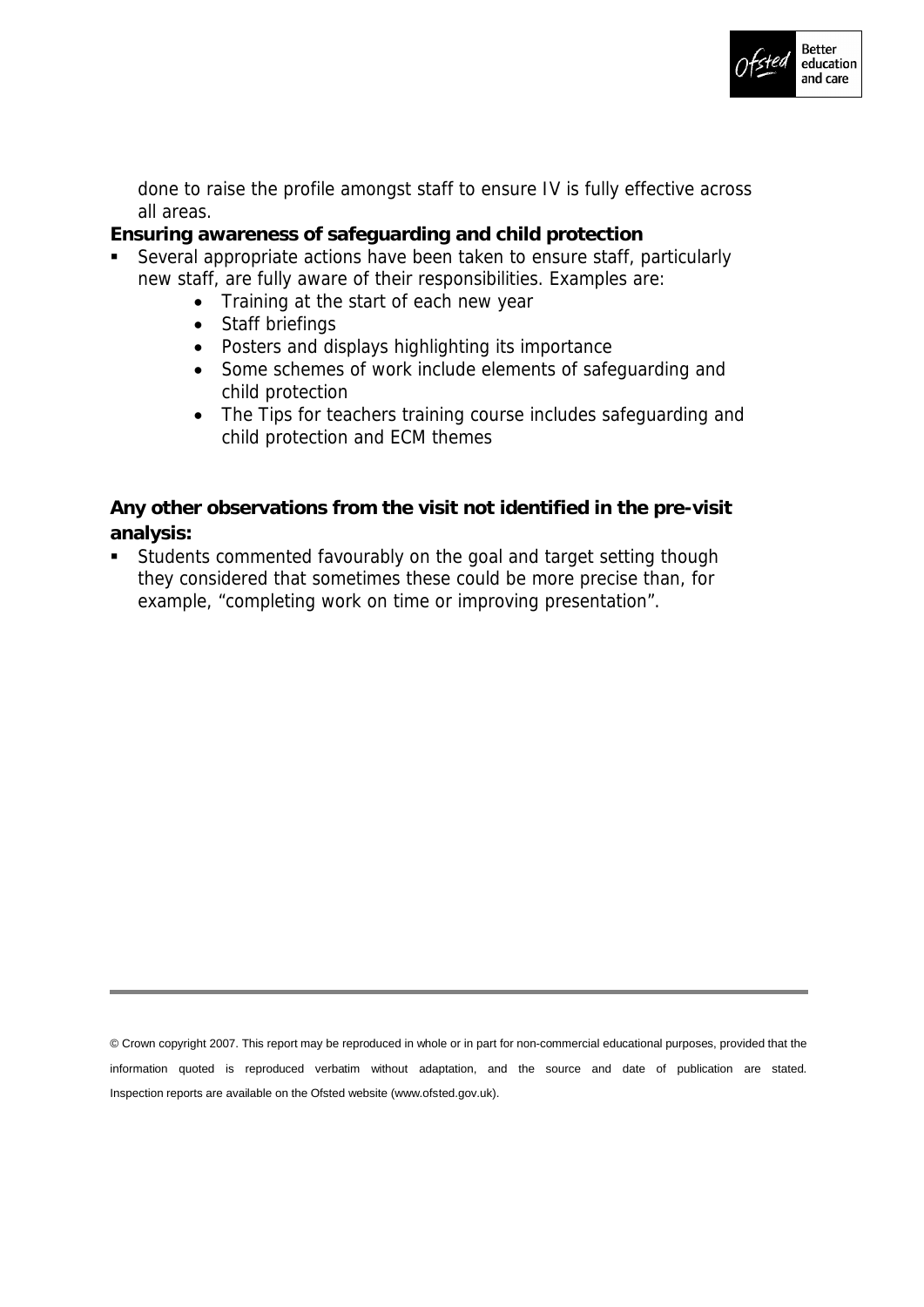done to raise the profile amongst staff to ensure IV is fully effective across all areas.

**Ensuring awareness of safeguarding and child protection**

- Several appropriate actions have been taken to ensure staff, particularly new staff, are fully aware of their responsibilities. Examples are:
  - Training at the start of each new year
  - Staff briefings
  - Posters and displays highlighting its importance
  - Some schemes of work include elements of safeguarding and child protection
  - The Tips for teachers training course includes safeguarding and child protection and ECM themes

**Any other observations from the visit not identified in the pre-visit analysis:**

- Students commented favourably on the goal and target setting though they considered that sometimes these could be more precise than, for example, "completing work on time or improving presentation".

---

© Crown copyright 2007. This report may be reproduced in whole or in part for non-commercial educational purposes, provided that the information quoted is reproduced verbatim without adaptation, and the source and date of publication are stated. Inspection reports are available on the Ofsted website (www.ofsted.gov.uk).